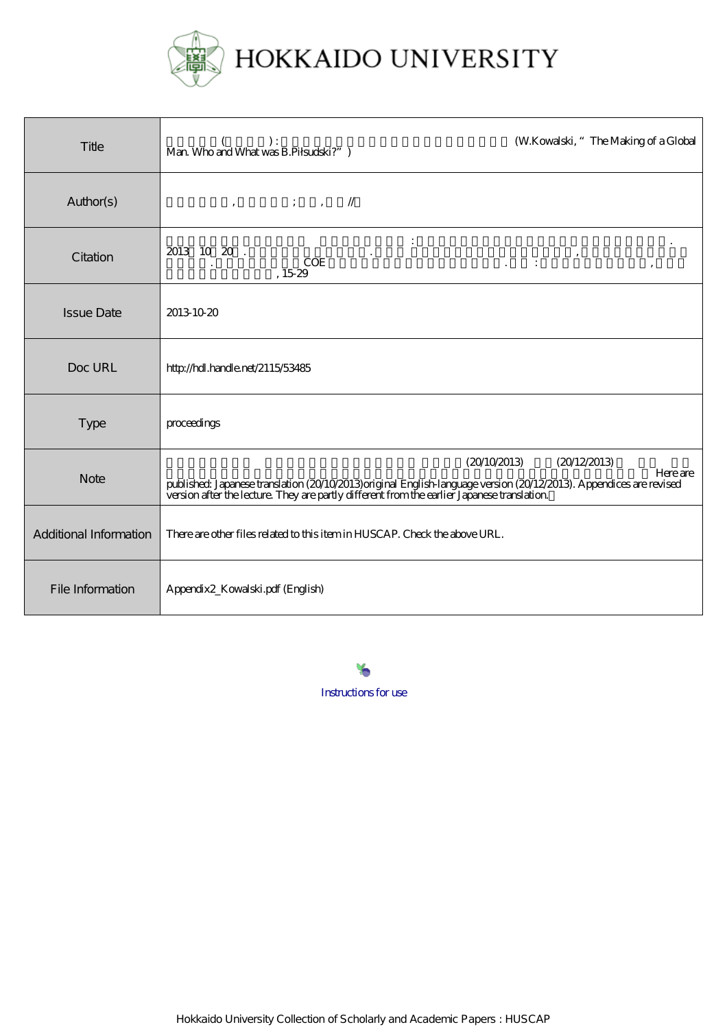# HOKKAIDO UNIVERSITY

| | |
|---|---|
| Title | ( ) : (W.Kowalski, " The Making of a Global Man. Who and What was B.Piłsudski?" ) |
| Author(s) | , ; , // |
| Citation | : . 2013 10 20 . . , . COE . : , , 15-29 |
| Issue Date | 2013-10-20 |
| Doc URL | http://hdl.handle.net/2115/53485 |
| Type | proceedings |
| Note | (20/10/2013) (20/12/2013) Here are published: Japanese translation (20/10/2013)original English-language version (20/12/2013). Appendices are revised version after the lecture. They are partly different from the earlier Japanese translation. |
| Additional Information | There are other files related to this item in HUSCAP. Check the above URL. |
| File Information | Appendix2_Kowalski.pdf (English) |

Instructions for use

Hokkaido University Collection of Scholarly and Academic Papers : HUSCAP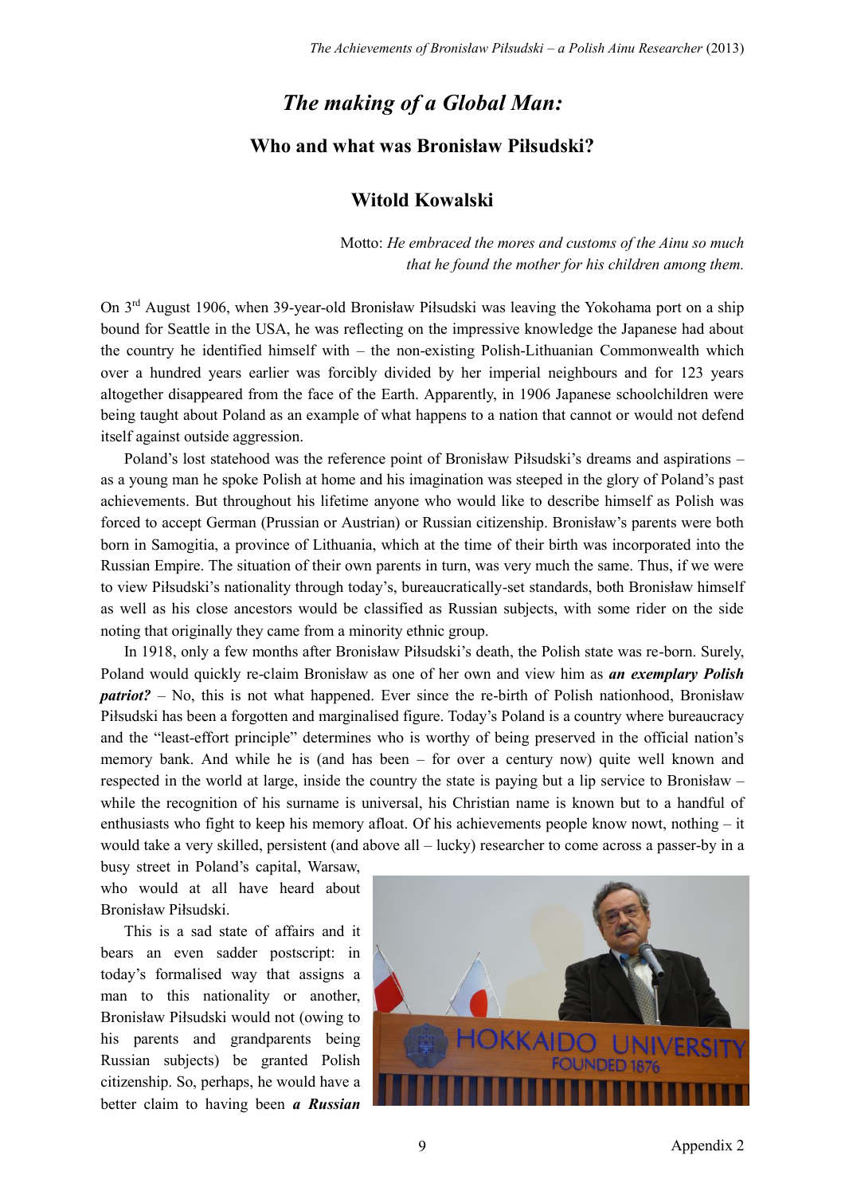# *The making of a Global Man:*

## Who and what was Bronisław Piłsudski?

### Witold Kowalski

Motto: *He embraced the mores and customs of the Ainu so much that he found the mother for his children among them.*

On 3rd August 1906, when 39-year-old Bronisław Piłsudski was leaving the Yokohama port on a ship bound for Seattle in the USA, he was reflecting on the impressive knowledge the Japanese had about the country he identified himself with – the non-existing Polish-Lithuanian Commonwealth which over a hundred years earlier was forcibly divided by her imperial neighbours and for 123 years altogether disappeared from the face of the Earth. Apparently, in 1906 Japanese schoolchildren were being taught about Poland as an example of what happens to a nation that cannot or would not defend itself against outside aggression.

Poland's lost statehood was the reference point of Bronisław Piłsudski's dreams and aspirations – as a young man he spoke Polish at home and his imagination was steeped in the glory of Poland's past achievements. But throughout his lifetime anyone who would like to describe himself as Polish was forced to accept German (Prussian or Austrian) or Russian citizenship. Bronisław's parents were both born in Samogitia, a province of Lithuania, which at the time of their birth was incorporated into the Russian Empire. The situation of their own parents in turn, was very much the same. Thus, if we were to view Piłsudski's nationality through today's, bureaucratically-set standards, both Bronisław himself as well as his close ancestors would be classified as Russian subjects, with some rider on the side noting that originally they came from a minority ethnic group.

In 1918, only a few months after Bronisław Piłsudski's death, the Polish state was re-born. Surely, Poland would quickly re-claim Bronisław as one of her own and view him as ***an exemplary Polish patriot?*** – No, this is not what happened. Ever since the re-birth of Polish nationhood, Bronisław Piłsudski has been a forgotten and marginalised figure. Today's Poland is a country where bureaucracy and the "least-effort principle" determines who is worthy of being preserved in the official nation's memory bank. And while he is (and has been – for over a century now) quite well known and respected in the world at large, inside the country the state is paying but a lip service to Bronisław – while the recognition of his surname is universal, his Christian name is known but to a handful of enthusiasts who fight to keep his memory afloat. Of his achievements people know nowt, nothing – it would take a very skilled, persistent (and above all – lucky) researcher to come across a passer-by in a busy street in Poland's capital, Warsaw, who would at all have heard about Bronisław Piłsudski.

This is a sad state of affairs and it bears an even sadder postscript: in today's formalised way that assigns a man to this nationality or another, Bronisław Piłsudski would not (owing to his parents and grandparents being Russian subjects) be granted Polish citizenship. So, perhaps, he would have a better claim to having been ***a Russian***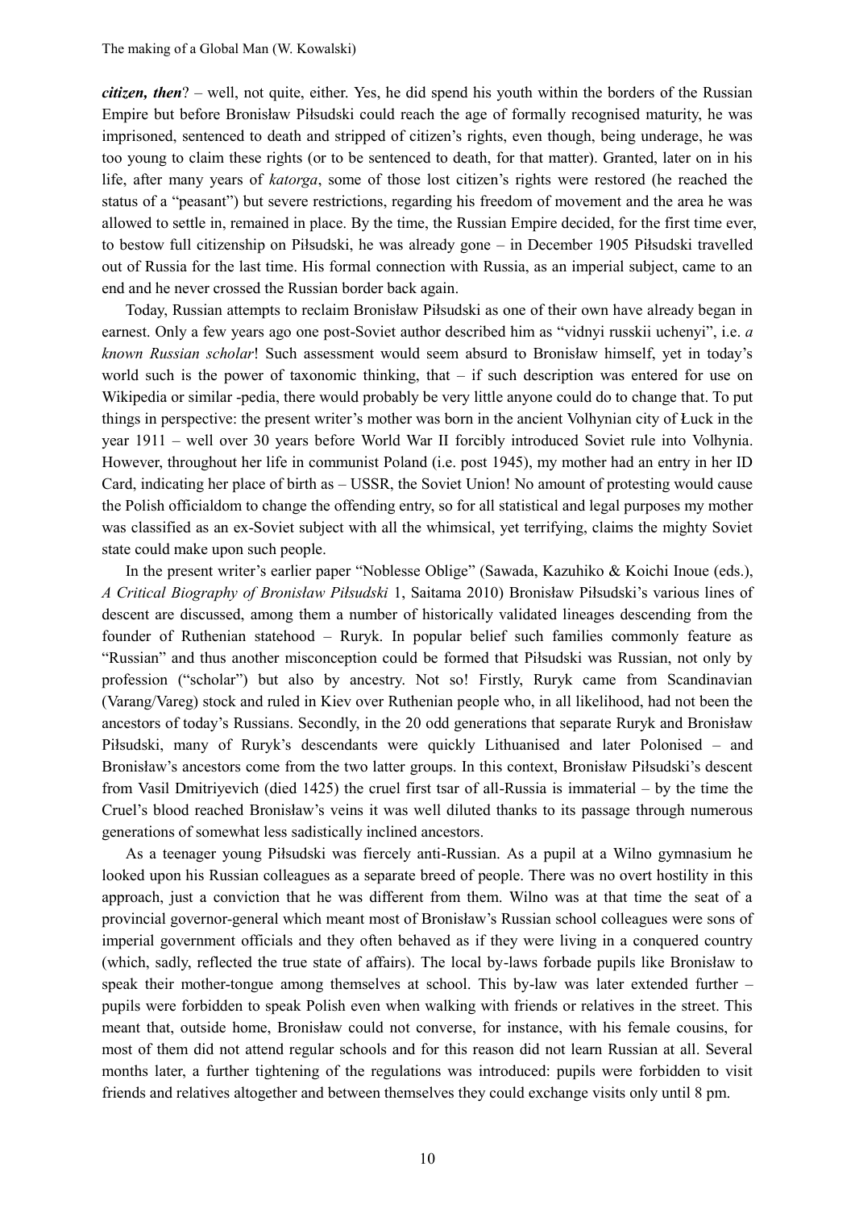***citizen, then***? – well, not quite, either. Yes, he did spend his youth within the borders of the Russian Empire but before Bronisław Piłsudski could reach the age of formally recognised maturity, he was imprisoned, sentenced to death and stripped of citizen's rights, even though, being underage, he was too young to claim these rights (or to be sentenced to death, for that matter). Granted, later on in his life, after many years of *katorga*, some of those lost citizen's rights were restored (he reached the status of a "peasant") but severe restrictions, regarding his freedom of movement and the area he was allowed to settle in, remained in place. By the time, the Russian Empire decided, for the first time ever, to bestow full citizenship on Piłsudski, he was already gone – in December 1905 Piłsudski travelled out of Russia for the last time. His formal connection with Russia, as an imperial subject, came to an end and he never crossed the Russian border back again.

Today, Russian attempts to reclaim Bronisław Piłsudski as one of their own have already began in earnest. Only a few years ago one post-Soviet author described him as "vidnyi russkii uchenyi", i.e. *a known Russian scholar*! Such assessment would seem absurd to Bronisław himself, yet in today's world such is the power of taxonomic thinking, that – if such description was entered for use on Wikipedia or similar -pedia, there would probably be very little anyone could do to change that. To put things in perspective: the present writer's mother was born in the ancient Volhynian city of Łuck in the year 1911 – well over 30 years before World War II forcibly introduced Soviet rule into Volhynia. However, throughout her life in communist Poland (i.e. post 1945), my mother had an entry in her ID Card, indicating her place of birth as – USSR, the Soviet Union! No amount of protesting would cause the Polish officialdom to change the offending entry, so for all statistical and legal purposes my mother was classified as an ex-Soviet subject with all the whimsical, yet terrifying, claims the mighty Soviet state could make upon such people.

In the present writer's earlier paper "Noblesse Oblige" (Sawada, Kazuhiko & Koichi Inoue (eds.), *A Critical Biography of Bronisław Piłsudski* 1, Saitama 2010) Bronisław Piłsudski's various lines of descent are discussed, among them a number of historically validated lineages descending from the founder of Ruthenian statehood – Ruryk. In popular belief such families commonly feature as "Russian" and thus another misconception could be formed that Piłsudski was Russian, not only by profession ("scholar") but also by ancestry. Not so! Firstly, Ruryk came from Scandinavian (Varang/Vareg) stock and ruled in Kiev over Ruthenian people who, in all likelihood, had not been the ancestors of today's Russians. Secondly, in the 20 odd generations that separate Ruryk and Bronisław Piłsudski, many of Ruryk's descendants were quickly Lithuanised and later Polonised – and Bronisław's ancestors come from the two latter groups. In this context, Bronisław Piłsudski's descent from Vasil Dmitriyevich (died 1425) the cruel first tsar of all-Russia is immaterial – by the time the Cruel's blood reached Bronisław's veins it was well diluted thanks to its passage through numerous generations of somewhat less sadistically inclined ancestors.

As a teenager young Piłsudski was fiercely anti-Russian. As a pupil at a Wilno gymnasium he looked upon his Russian colleagues as a separate breed of people. There was no overt hostility in this approach, just a conviction that he was different from them. Wilno was at that time the seat of a provincial governor-general which meant most of Bronisław's Russian school colleagues were sons of imperial government officials and they often behaved as if they were living in a conquered country (which, sadly, reflected the true state of affairs). The local by-laws forbade pupils like Bronisław to speak their mother-tongue among themselves at school. This by-law was later extended further – pupils were forbidden to speak Polish even when walking with friends or relatives in the street. This meant that, outside home, Bronisław could not converse, for instance, with his female cousins, for most of them did not attend regular schools and for this reason did not learn Russian at all. Several months later, a further tightening of the regulations was introduced: pupils were forbidden to visit friends and relatives altogether and between themselves they could exchange visits only until 8 pm.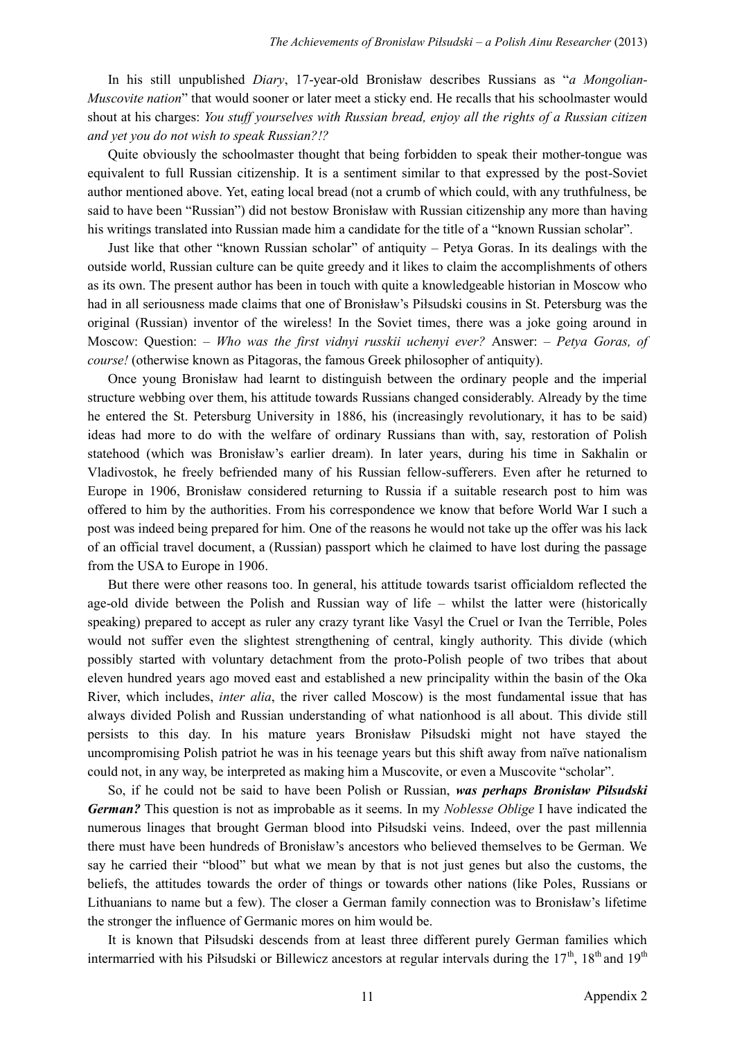In his still unpublished *Diary*, 17-year-old Bronisław describes Russians as "*a Mongolian-Muscovite nation*" that would sooner or later meet a sticky end. He recalls that his schoolmaster would shout at his charges: *You stuff yourselves with Russian bread, enjoy all the rights of a Russian citizen and yet you do not wish to speak Russian?!?*

Quite obviously the schoolmaster thought that being forbidden to speak their mother-tongue was equivalent to full Russian citizenship. It is a sentiment similar to that expressed by the post-Soviet author mentioned above. Yet, eating local bread (not a crumb of which could, with any truthfulness, be said to have been "Russian") did not bestow Bronisław with Russian citizenship any more than having his writings translated into Russian made him a candidate for the title of a "known Russian scholar".

Just like that other "known Russian scholar" of antiquity – Petya Goras. In its dealings with the outside world, Russian culture can be quite greedy and it likes to claim the accomplishments of others as its own. The present author has been in touch with quite a knowledgeable historian in Moscow who had in all seriousness made claims that one of Bronisław's Piłsudski cousins in St. Petersburg was the original (Russian) inventor of the wireless! In the Soviet times, there was a joke going around in Moscow: Question: – *Who was the first vidnyi russkii uchenyi ever?* Answer: – *Petya Goras, of course!* (otherwise known as Pitagoras, the famous Greek philosopher of antiquity).

Once young Bronisław had learnt to distinguish between the ordinary people and the imperial structure webbing over them, his attitude towards Russians changed considerably. Already by the time he entered the St. Petersburg University in 1886, his (increasingly revolutionary, it has to be said) ideas had more to do with the welfare of ordinary Russians than with, say, restoration of Polish statehood (which was Bronisław's earlier dream). In later years, during his time in Sakhalin or Vladivostok, he freely befriended many of his Russian fellow-sufferers. Even after he returned to Europe in 1906, Bronisław considered returning to Russia if a suitable research post to him was offered to him by the authorities. From his correspondence we know that before World War I such a post was indeed being prepared for him. One of the reasons he would not take up the offer was his lack of an official travel document, a (Russian) passport which he claimed to have lost during the passage from the USA to Europe in 1906.

But there were other reasons too. In general, his attitude towards tsarist officialdom reflected the age-old divide between the Polish and Russian way of life – whilst the latter were (historically speaking) prepared to accept as ruler any crazy tyrant like Vasyl the Cruel or Ivan the Terrible, Poles would not suffer even the slightest strengthening of central, kingly authority. This divide (which possibly started with voluntary detachment from the proto-Polish people of two tribes that about eleven hundred years ago moved east and established a new principality within the basin of the Oka River, which includes, *inter alia*, the river called Moscow) is the most fundamental issue that has always divided Polish and Russian understanding of what nationhood is all about. This divide still persists to this day. In his mature years Bronisław Piłsudski might not have stayed the uncompromising Polish patriot he was in his teenage years but this shift away from naïve nationalism could not, in any way, be interpreted as making him a Muscovite, or even a Muscovite "scholar".

So, if he could not be said to have been Polish or Russian, ***was perhaps Bronisław Piłsudski German?*** This question is not as improbable as it seems. In my *Noblesse Oblige* I have indicated the numerous linages that brought German blood into Piłsudski veins. Indeed, over the past millennia there must have been hundreds of Bronisław's ancestors who believed themselves to be German. We say he carried their "blood" but what we mean by that is not just genes but also the customs, the beliefs, the attitudes towards the order of things or towards other nations (like Poles, Russians or Lithuanians to name but a few). The closer a German family connection was to Bronisław's lifetime the stronger the influence of Germanic mores on him would be.

It is known that Piłsudski descends from at least three different purely German families which intermarried with his Piłsudski or Billewicz ancestors at regular intervals during the 17th, 18th and 19th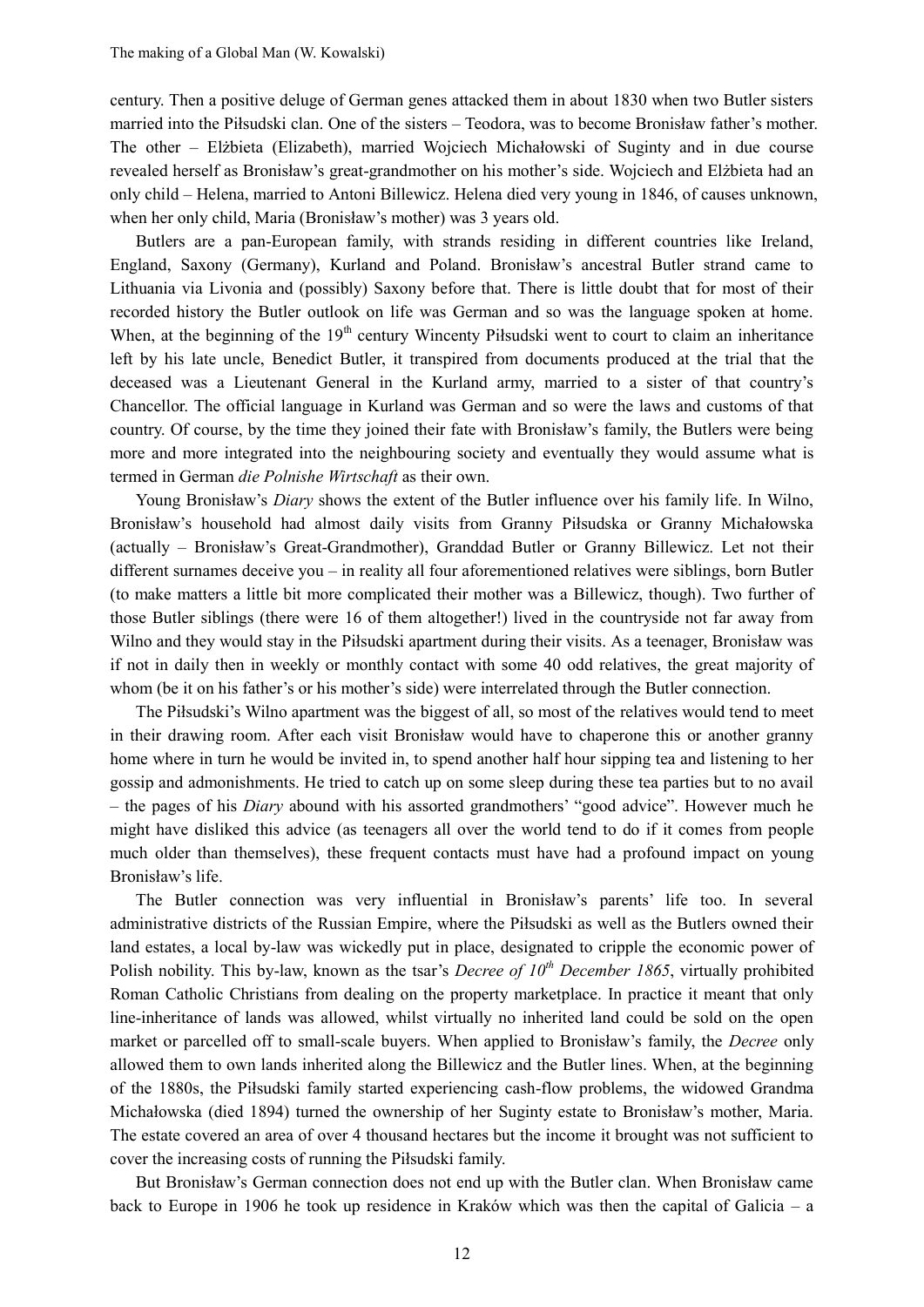century. Then a positive deluge of German genes attacked them in about 1830 when two Butler sisters married into the Piłsudski clan. One of the sisters – Teodora, was to become Bronisław father's mother. The other – Elżbieta (Elizabeth), married Wojciech Michałowski of Suginty and in due course revealed herself as Bronisław's great-grandmother on his mother's side. Wojciech and Elżbieta had an only child – Helena, married to Antoni Billewicz. Helena died very young in 1846, of causes unknown, when her only child, Maria (Bronisław's mother) was 3 years old.

Butlers are a pan-European family, with strands residing in different countries like Ireland, England, Saxony (Germany), Kurland and Poland. Bronisław's ancestral Butler strand came to Lithuania via Livonia and (possibly) Saxony before that. There is little doubt that for most of their recorded history the Butler outlook on life was German and so was the language spoken at home. When, at the beginning of the 19th century Wincenty Piłsudski went to court to claim an inheritance left by his late uncle, Benedict Butler, it transpired from documents produced at the trial that the deceased was a Lieutenant General in the Kurland army, married to a sister of that country's Chancellor. The official language in Kurland was German and so were the laws and customs of that country. Of course, by the time they joined their fate with Bronisław's family, the Butlers were being more and more integrated into the neighbouring society and eventually they would assume what is termed in German *die Polnishe Wirtschaft* as their own.

Young Bronisław's *Diary* shows the extent of the Butler influence over his family life. In Wilno, Bronisław's household had almost daily visits from Granny Piłsudska or Granny Michałowska (actually – Bronisław's Great-Grandmother), Granddad Butler or Granny Billewicz. Let not their different surnames deceive you – in reality all four aforementioned relatives were siblings, born Butler (to make matters a little bit more complicated their mother was a Billewicz, though). Two further of those Butler siblings (there were 16 of them altogether!) lived in the countryside not far away from Wilno and they would stay in the Piłsudski apartment during their visits. As a teenager, Bronisław was if not in daily then in weekly or monthly contact with some 40 odd relatives, the great majority of whom (be it on his father's or his mother's side) were interrelated through the Butler connection.

The Piłsudski's Wilno apartment was the biggest of all, so most of the relatives would tend to meet in their drawing room. After each visit Bronisław would have to chaperone this or another granny home where in turn he would be invited in, to spend another half hour sipping tea and listening to her gossip and admonishments. He tried to catch up on some sleep during these tea parties but to no avail – the pages of his *Diary* abound with his assorted grandmothers' "good advice". However much he might have disliked this advice (as teenagers all over the world tend to do if it comes from people much older than themselves), these frequent contacts must have had a profound impact on young Bronisław's life.

The Butler connection was very influential in Bronisław's parents' life too. In several administrative districts of the Russian Empire, where the Piłsudski as well as the Butlers owned their land estates, a local by-law was wickedly put in place, designated to cripple the economic power of Polish nobility. This by-law, known as the tsar's *Decree of 10th December 1865*, virtually prohibited Roman Catholic Christians from dealing on the property marketplace. In practice it meant that only line-inheritance of lands was allowed, whilst virtually no inherited land could be sold on the open market or parcelled off to small-scale buyers. When applied to Bronisław's family, the *Decree* only allowed them to own lands inherited along the Billewicz and the Butler lines. When, at the beginning of the 1880s, the Piłsudski family started experiencing cash-flow problems, the widowed Grandma Michałowska (died 1894) turned the ownership of her Suginty estate to Bronisław's mother, Maria. The estate covered an area of over 4 thousand hectares but the income it brought was not sufficient to cover the increasing costs of running the Piłsudski family.

But Bronisław's German connection does not end up with the Butler clan. When Bronisław came back to Europe in 1906 he took up residence in Kraków which was then the capital of Galicia – a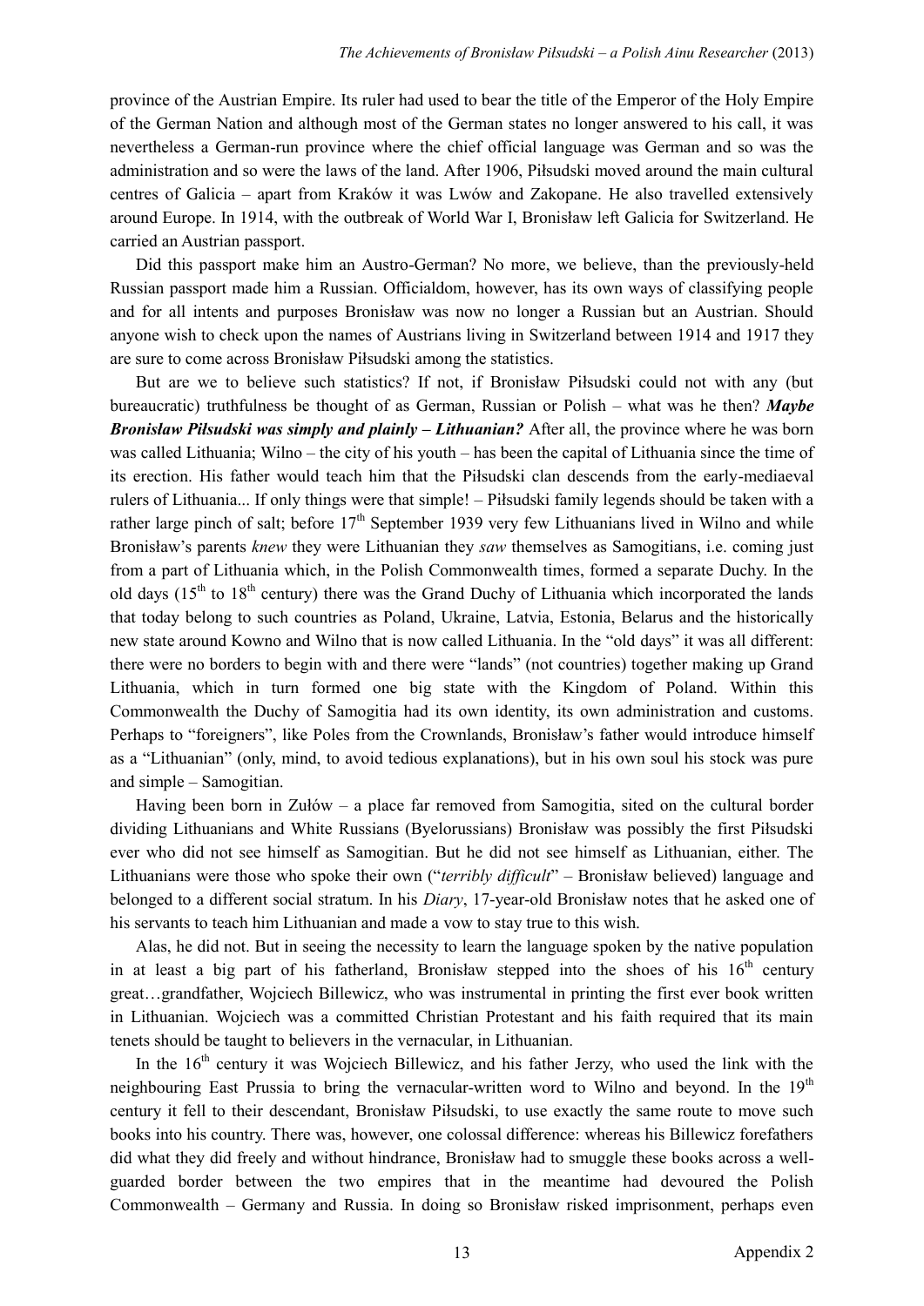province of the Austrian Empire. Its ruler had used to bear the title of the Emperor of the Holy Empire of the German Nation and although most of the German states no longer answered to his call, it was nevertheless a German-run province where the chief official language was German and so was the administration and so were the laws of the land. After 1906, Piłsudski moved around the main cultural centres of Galicia – apart from Kraków it was Lwów and Zakopane. He also travelled extensively around Europe. In 1914, with the outbreak of World War I, Bronisław left Galicia for Switzerland. He carried an Austrian passport.

Did this passport make him an Austro-German? No more, we believe, than the previously-held Russian passport made him a Russian. Officialdom, however, has its own ways of classifying people and for all intents and purposes Bronisław was now no longer a Russian but an Austrian. Should anyone wish to check upon the names of Austrians living in Switzerland between 1914 and 1917 they are sure to come across Bronisław Piłsudski among the statistics.

But are we to believe such statistics? If not, if Bronisław Piłsudski could not with any (but bureaucratic) truthfulness be thought of as German, Russian or Polish – what was he then? ***Maybe Bronisław Piłsudski was simply and plainly – Lithuanian?*** After all, the province where he was born was called Lithuania; Wilno – the city of his youth – has been the capital of Lithuania since the time of its erection. His father would teach him that the Piłsudski clan descends from the early-mediaeval rulers of Lithuania... If only things were that simple! – Piłsudski family legends should be taken with a rather large pinch of salt; before 17th September 1939 very few Lithuanians lived in Wilno and while Bronisław's parents *knew* they were Lithuanian they *saw* themselves as Samogitians, i.e. coming just from a part of Lithuania which, in the Polish Commonwealth times, formed a separate Duchy. In the old days (15th to 18th century) there was the Grand Duchy of Lithuania which incorporated the lands that today belong to such countries as Poland, Ukraine, Latvia, Estonia, Belarus and the historically new state around Kowno and Wilno that is now called Lithuania. In the "old days" it was all different: there were no borders to begin with and there were "lands" (not countries) together making up Grand Lithuania, which in turn formed one big state with the Kingdom of Poland. Within this Commonwealth the Duchy of Samogitia had its own identity, its own administration and customs. Perhaps to "foreigners", like Poles from the Crownlands, Bronisław's father would introduce himself as a "Lithuanian" (only, mind, to avoid tedious explanations), but in his own soul his stock was pure and simple – Samogitian.

Having been born in Zułów – a place far removed from Samogitia, sited on the cultural border dividing Lithuanians and White Russians (Byelorussians) Bronisław was possibly the first Piłsudski ever who did not see himself as Samogitian. But he did not see himself as Lithuanian, either. The Lithuanians were those who spoke their own ("*terribly difficult*" – Bronisław believed) language and belonged to a different social stratum. In his *Diary*, 17-year-old Bronisław notes that he asked one of his servants to teach him Lithuanian and made a vow to stay true to this wish.

Alas, he did not. But in seeing the necessity to learn the language spoken by the native population in at least a big part of his fatherland, Bronisław stepped into the shoes of his 16th century great…grandfather, Wojciech Billewicz, who was instrumental in printing the first ever book written in Lithuanian. Wojciech was a committed Christian Protestant and his faith required that its main tenets should be taught to believers in the vernacular, in Lithuanian.

In the 16th century it was Wojciech Billewicz, and his father Jerzy, who used the link with the neighbouring East Prussia to bring the vernacular-written word to Wilno and beyond. In the 19th century it fell to their descendant, Bronisław Piłsudski, to use exactly the same route to move such books into his country. There was, however, one colossal difference: whereas his Billewicz forefathers did what they did freely and without hindrance, Bronisław had to smuggle these books across a well-guarded border between the two empires that in the meantime had devoured the Polish Commonwealth – Germany and Russia. In doing so Bronisław risked imprisonment, perhaps even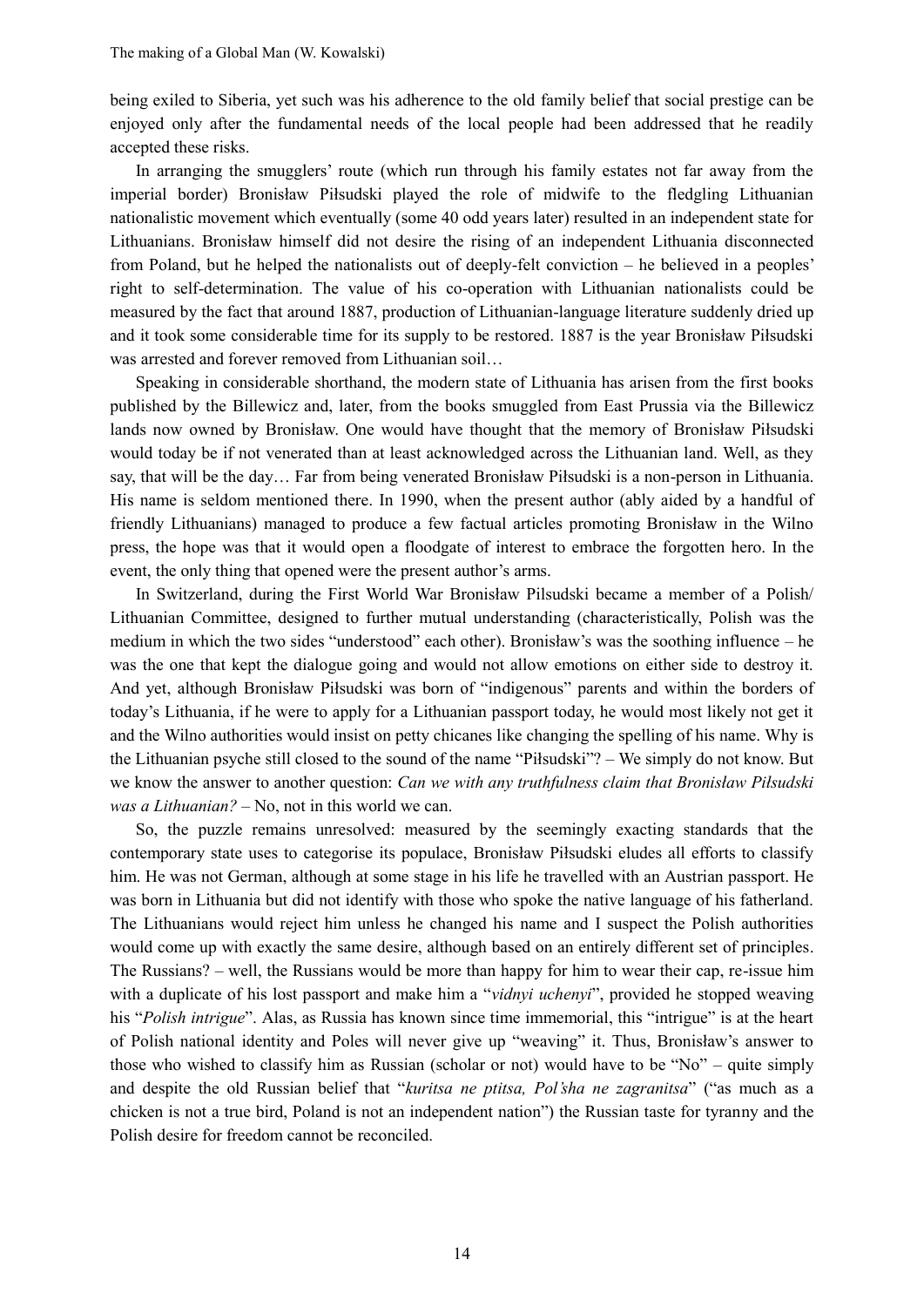being exiled to Siberia, yet such was his adherence to the old family belief that social prestige can be enjoyed only after the fundamental needs of the local people had been addressed that he readily accepted these risks.

In arranging the smugglers' route (which run through his family estates not far away from the imperial border) Bronisław Piłsudski played the role of midwife to the fledgling Lithuanian nationalistic movement which eventually (some 40 odd years later) resulted in an independent state for Lithuanians. Bronisław himself did not desire the rising of an independent Lithuania disconnected from Poland, but he helped the nationalists out of deeply-felt conviction – he believed in a peoples' right to self-determination. The value of his co-operation with Lithuanian nationalists could be measured by the fact that around 1887, production of Lithuanian-language literature suddenly dried up and it took some considerable time for its supply to be restored. 1887 is the year Bronisław Piłsudski was arrested and forever removed from Lithuanian soil…

Speaking in considerable shorthand, the modern state of Lithuania has arisen from the first books published by the Billewicz and, later, from the books smuggled from East Prussia via the Billewicz lands now owned by Bronisław. One would have thought that the memory of Bronisław Piłsudski would today be if not venerated than at least acknowledged across the Lithuanian land. Well, as they say, that will be the day… Far from being venerated Bronisław Piłsudski is a non-person in Lithuania. His name is seldom mentioned there. In 1990, when the present author (ably aided by a handful of friendly Lithuanians) managed to produce a few factual articles promoting Bronisław in the Wilno press, the hope was that it would open a floodgate of interest to embrace the forgotten hero. In the event, the only thing that opened were the present author's arms.

In Switzerland, during the First World War Bronisław Pilsudski became a member of a Polish/ Lithuanian Committee, designed to further mutual understanding (characteristically, Polish was the medium in which the two sides "understood" each other). Bronisław's was the soothing influence – he was the one that kept the dialogue going and would not allow emotions on either side to destroy it. And yet, although Bronisław Piłsudski was born of "indigenous" parents and within the borders of today's Lithuania, if he were to apply for a Lithuanian passport today, he would most likely not get it and the Wilno authorities would insist on petty chicanes like changing the spelling of his name. Why is the Lithuanian psyche still closed to the sound of the name "Piłsudski"? – We simply do not know. But we know the answer to another question: *Can we with any truthfulness claim that Bronisław Piłsudski was a Lithuanian?* – No, not in this world we can.

So, the puzzle remains unresolved: measured by the seemingly exacting standards that the contemporary state uses to categorise its populace, Bronisław Piłsudski eludes all efforts to classify him. He was not German, although at some stage in his life he travelled with an Austrian passport. He was born in Lithuania but did not identify with those who spoke the native language of his fatherland. The Lithuanians would reject him unless he changed his name and I suspect the Polish authorities would come up with exactly the same desire, although based on an entirely different set of principles. The Russians? – well, the Russians would be more than happy for him to wear their cap, re-issue him with a duplicate of his lost passport and make him a "*vidnyi uchenyi*", provided he stopped weaving his "*Polish intrigue*". Alas, as Russia has known since time immemorial, this "intrigue" is at the heart of Polish national identity and Poles will never give up "weaving" it. Thus, Bronisław's answer to those who wished to classify him as Russian (scholar or not) would have to be "No" – quite simply and despite the old Russian belief that "*kuritsa ne ptitsa, Pol'sha ne zagranitsa*" ("as much as a chicken is not a true bird, Poland is not an independent nation") the Russian taste for tyranny and the Polish desire for freedom cannot be reconciled.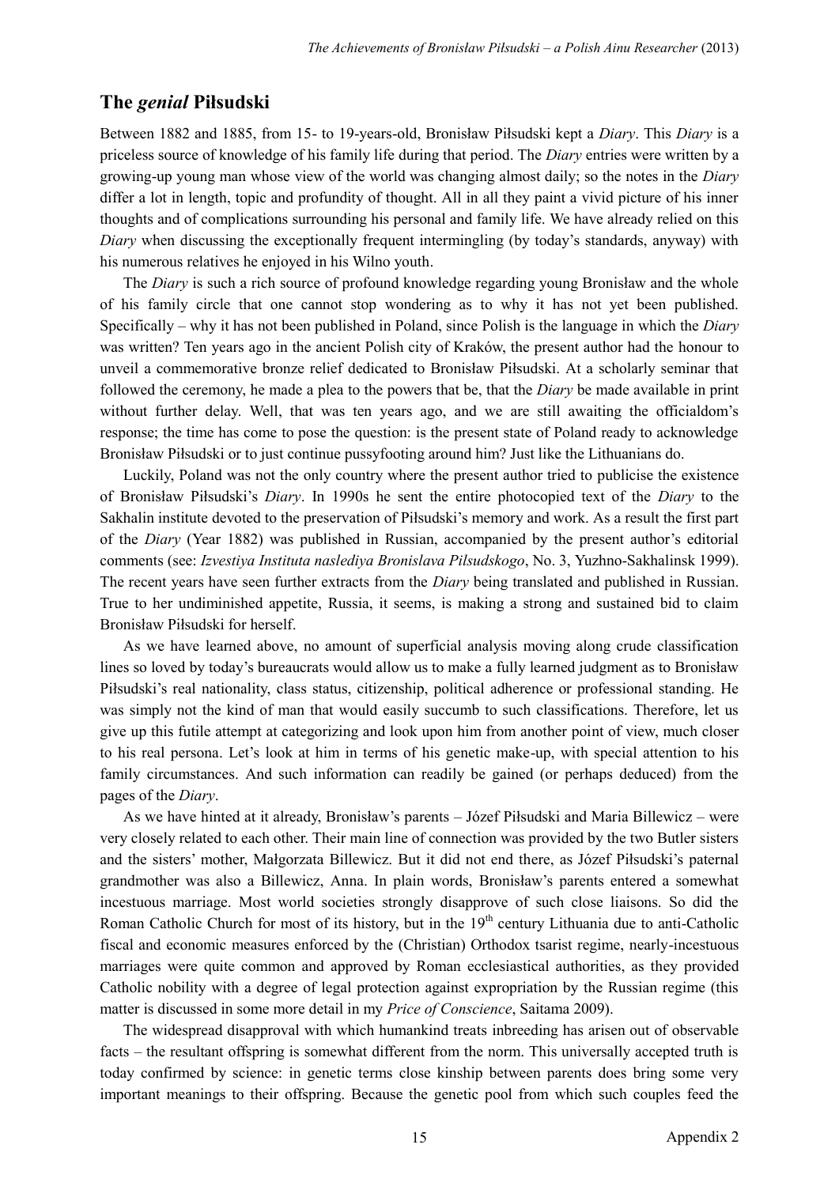## The *genial* Piłsudski

Between 1882 and 1885, from 15- to 19-years-old, Bronisław Piłsudski kept a *Diary*. This *Diary* is a priceless source of knowledge of his family life during that period. The *Diary* entries were written by a growing-up young man whose view of the world was changing almost daily; so the notes in the *Diary* differ a lot in length, topic and profundity of thought. All in all they paint a vivid picture of his inner thoughts and of complications surrounding his personal and family life. We have already relied on this *Diary* when discussing the exceptionally frequent intermingling (by today's standards, anyway) with his numerous relatives he enjoyed in his Wilno youth.

The *Diary* is such a rich source of profound knowledge regarding young Bronisław and the whole of his family circle that one cannot stop wondering as to why it has not yet been published. Specifically – why it has not been published in Poland, since Polish is the language in which the *Diary* was written? Ten years ago in the ancient Polish city of Kraków, the present author had the honour to unveil a commemorative bronze relief dedicated to Bronisław Piłsudski. At a scholarly seminar that followed the ceremony, he made a plea to the powers that be, that the *Diary* be made available in print without further delay. Well, that was ten years ago, and we are still awaiting the officialdom's response; the time has come to pose the question: is the present state of Poland ready to acknowledge Bronisław Piłsudski or to just continue pussyfooting around him? Just like the Lithuanians do.

Luckily, Poland was not the only country where the present author tried to publicise the existence of Bronisław Piłsudski's *Diary*. In 1990s he sent the entire photocopied text of the *Diary* to the Sakhalin institute devoted to the preservation of Piłsudski's memory and work. As a result the first part of the *Diary* (Year 1882) was published in Russian, accompanied by the present author's editorial comments (see: *Izvestiya Instituta naslediya Bronislava Pilsudskogo*, No. 3, Yuzhno-Sakhalinsk 1999). The recent years have seen further extracts from the *Diary* being translated and published in Russian. True to her undiminished appetite, Russia, it seems, is making a strong and sustained bid to claim Bronisław Piłsudski for herself.

As we have learned above, no amount of superficial analysis moving along crude classification lines so loved by today's bureaucrats would allow us to make a fully learned judgment as to Bronisław Piłsudski's real nationality, class status, citizenship, political adherence or professional standing. He was simply not the kind of man that would easily succumb to such classifications. Therefore, let us give up this futile attempt at categorizing and look upon him from another point of view, much closer to his real persona. Let's look at him in terms of his genetic make-up, with special attention to his family circumstances. And such information can readily be gained (or perhaps deduced) from the pages of the *Diary*.

As we have hinted at it already, Bronisław's parents – Józef Piłsudski and Maria Billewicz – were very closely related to each other. Their main line of connection was provided by the two Butler sisters and the sisters' mother, Małgorzata Billewicz. But it did not end there, as Józef Piłsudski's paternal grandmother was also a Billewicz, Anna. In plain words, Bronisław's parents entered a somewhat incestuous marriage. Most world societies strongly disapprove of such close liaisons. So did the Roman Catholic Church for most of its history, but in the 19th century Lithuania due to anti-Catholic fiscal and economic measures enforced by the (Christian) Orthodox tsarist regime, nearly-incestuous marriages were quite common and approved by Roman ecclesiastical authorities, as they provided Catholic nobility with a degree of legal protection against expropriation by the Russian regime (this matter is discussed in some more detail in my *Price of Conscience*, Saitama 2009).

The widespread disapproval with which humankind treats inbreeding has arisen out of observable facts – the resultant offspring is somewhat different from the norm. This universally accepted truth is today confirmed by science: in genetic terms close kinship between parents does bring some very important meanings to their offspring. Because the genetic pool from which such couples feed the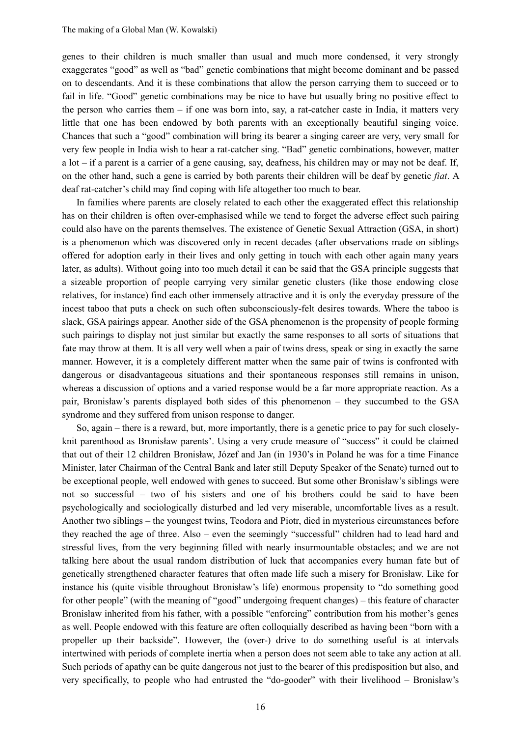genes to their children is much smaller than usual and much more condensed, it very strongly exaggerates "good" as well as "bad" genetic combinations that might become dominant and be passed on to descendants. And it is these combinations that allow the person carrying them to succeed or to fail in life. "Good" genetic combinations may be nice to have but usually bring no positive effect to the person who carries them – if one was born into, say, a rat-catcher caste in India, it matters very little that one has been endowed by both parents with an exceptionally beautiful singing voice. Chances that such a "good" combination will bring its bearer a singing career are very, very small for very few people in India wish to hear a rat-catcher sing. "Bad" genetic combinations, however, matter a lot – if a parent is a carrier of a gene causing, say, deafness, his children may or may not be deaf. If, on the other hand, such a gene is carried by both parents their children will be deaf by genetic *fiat*. A deaf rat-catcher's child may find coping with life altogether too much to bear.

In families where parents are closely related to each other the exaggerated effect this relationship has on their children is often over-emphasised while we tend to forget the adverse effect such pairing could also have on the parents themselves. The existence of Genetic Sexual Attraction (GSA, in short) is a phenomenon which was discovered only in recent decades (after observations made on siblings offered for adoption early in their lives and only getting in touch with each other again many years later, as adults). Without going into too much detail it can be said that the GSA principle suggests that a sizeable proportion of people carrying very similar genetic clusters (like those endowing close relatives, for instance) find each other immensely attractive and it is only the everyday pressure of the incest taboo that puts a check on such often subconsciously-felt desires towards. Where the taboo is slack, GSA pairings appear. Another side of the GSA phenomenon is the propensity of people forming such pairings to display not just similar but exactly the same responses to all sorts of situations that fate may throw at them. It is all very well when a pair of twins dress, speak or sing in exactly the same manner. However, it is a completely different matter when the same pair of twins is confronted with dangerous or disadvantageous situations and their spontaneous responses still remains in unison, whereas a discussion of options and a varied response would be a far more appropriate reaction. As a pair, Bronisław's parents displayed both sides of this phenomenon – they succumbed to the GSA syndrome and they suffered from unison response to danger.

So, again – there is a reward, but, more importantly, there is a genetic price to pay for such closely-knit parenthood as Bronisław parents'. Using a very crude measure of "success" it could be claimed that out of their 12 children Bronisław, Józef and Jan (in 1930's in Poland he was for a time Finance Minister, later Chairman of the Central Bank and later still Deputy Speaker of the Senate) turned out to be exceptional people, well endowed with genes to succeed. But some other Bronisław's siblings were not so successful – two of his sisters and one of his brothers could be said to have been psychologically and sociologically disturbed and led very miserable, uncomfortable lives as a result. Another two siblings – the youngest twins, Teodora and Piotr, died in mysterious circumstances before they reached the age of three. Also – even the seemingly "successful" children had to lead hard and stressful lives, from the very beginning filled with nearly insurmountable obstacles; and we are not talking here about the usual random distribution of luck that accompanies every human fate but of genetically strengthened character features that often made life such a misery for Bronisław. Like for instance his (quite visible throughout Bronisław's life) enormous propensity to "do something good for other people" (with the meaning of "good" undergoing frequent changes) – this feature of character Bronisław inherited from his father, with a possible "enforcing" contribution from his mother's genes as well. People endowed with this feature are often colloquially described as having been "born with a propeller up their backside". However, the (over-) drive to do something useful is at intervals intertwined with periods of complete inertia when a person does not seem able to take any action at all. Such periods of apathy can be quite dangerous not just to the bearer of this predisposition but also, and very specifically, to people who had entrusted the "do-gooder" with their livelihood – Bronisław's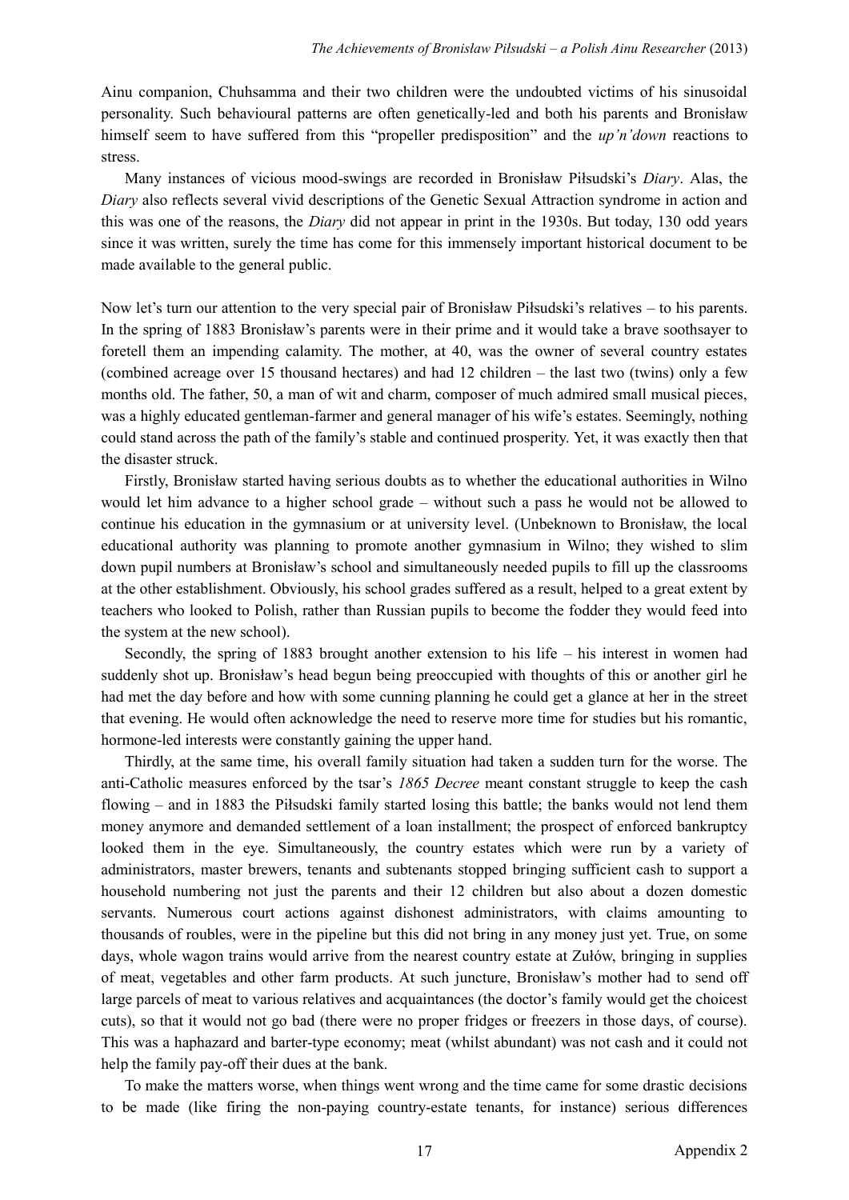Ainu companion, Chuhsamma and their two children were the undoubted victims of his sinusoidal personality. Such behavioural patterns are often genetically-led and both his parents and Bronisław himself seem to have suffered from this "propeller predisposition" and the *up'n'down* reactions to stress.

Many instances of vicious mood-swings are recorded in Bronisław Piłsudski's *Diary*. Alas, the *Diary* also reflects several vivid descriptions of the Genetic Sexual Attraction syndrome in action and this was one of the reasons, the *Diary* did not appear in print in the 1930s. But today, 130 odd years since it was written, surely the time has come for this immensely important historical document to be made available to the general public.

Now let's turn our attention to the very special pair of Bronisław Piłsudski's relatives – to his parents. In the spring of 1883 Bronisław's parents were in their prime and it would take a brave soothsayer to foretell them an impending calamity. The mother, at 40, was the owner of several country estates (combined acreage over 15 thousand hectares) and had 12 children – the last two (twins) only a few months old. The father, 50, a man of wit and charm, composer of much admired small musical pieces, was a highly educated gentleman-farmer and general manager of his wife's estates. Seemingly, nothing could stand across the path of the family's stable and continued prosperity. Yet, it was exactly then that the disaster struck.

Firstly, Bronisław started having serious doubts as to whether the educational authorities in Wilno would let him advance to a higher school grade – without such a pass he would not be allowed to continue his education in the gymnasium or at university level. (Unbeknown to Bronisław, the local educational authority was planning to promote another gymnasium in Wilno; they wished to slim down pupil numbers at Bronisław's school and simultaneously needed pupils to fill up the classrooms at the other establishment. Obviously, his school grades suffered as a result, helped to a great extent by teachers who looked to Polish, rather than Russian pupils to become the fodder they would feed into the system at the new school).

Secondly, the spring of 1883 brought another extension to his life – his interest in women had suddenly shot up. Bronisław's head begun being preoccupied with thoughts of this or another girl he had met the day before and how with some cunning planning he could get a glance at her in the street that evening. He would often acknowledge the need to reserve more time for studies but his romantic, hormone-led interests were constantly gaining the upper hand.

Thirdly, at the same time, his overall family situation had taken a sudden turn for the worse. The anti-Catholic measures enforced by the tsar's *1865 Decree* meant constant struggle to keep the cash flowing – and in 1883 the Piłsudski family started losing this battle; the banks would not lend them money anymore and demanded settlement of a loan installment; the prospect of enforced bankruptcy looked them in the eye. Simultaneously, the country estates which were run by a variety of administrators, master brewers, tenants and subtenants stopped bringing sufficient cash to support a household numbering not just the parents and their 12 children but also about a dozen domestic servants. Numerous court actions against dishonest administrators, with claims amounting to thousands of roubles, were in the pipeline but this did not bring in any money just yet. True, on some days, whole wagon trains would arrive from the nearest country estate at Zułów, bringing in supplies of meat, vegetables and other farm products. At such juncture, Bronisław's mother had to send off large parcels of meat to various relatives and acquaintances (the doctor's family would get the choicest cuts), so that it would not go bad (there were no proper fridges or freezers in those days, of course). This was a haphazard and barter-type economy; meat (whilst abundant) was not cash and it could not help the family pay-off their dues at the bank.

To make the matters worse, when things went wrong and the time came for some drastic decisions to be made (like firing the non-paying country-estate tenants, for instance) serious differences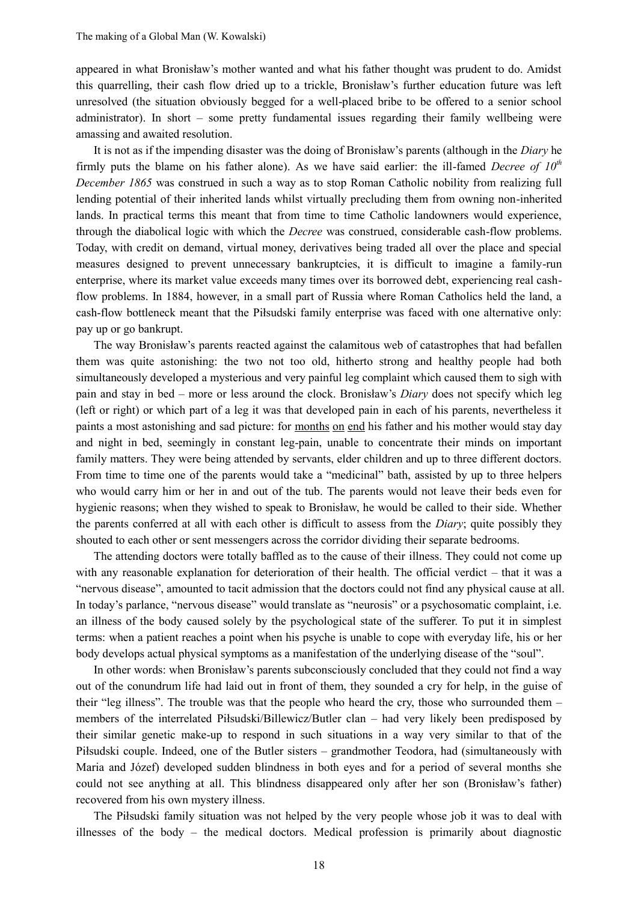appeared in what Bronisław's mother wanted and what his father thought was prudent to do. Amidst this quarrelling, their cash flow dried up to a trickle, Bronisław's further education future was left unresolved (the situation obviously begged for a well-placed bribe to be offered to a senior school administrator). In short – some pretty fundamental issues regarding their family wellbeing were amassing and awaited resolution.

It is not as if the impending disaster was the doing of Bronisław's parents (although in the *Diary* he firmly puts the blame on his father alone). As we have said earlier: the ill-famed *Decree of 10th December 1865* was construed in such a way as to stop Roman Catholic nobility from realizing full lending potential of their inherited lands whilst virtually precluding them from owning non-inherited lands. In practical terms this meant that from time to time Catholic landowners would experience, through the diabolical logic with which the *Decree* was construed, considerable cash-flow problems. Today, with credit on demand, virtual money, derivatives being traded all over the place and special measures designed to prevent unnecessary bankruptcies, it is difficult to imagine a family-run enterprise, where its market value exceeds many times over its borrowed debt, experiencing real cash-flow problems. In 1884, however, in a small part of Russia where Roman Catholics held the land, a cash-flow bottleneck meant that the Piłsudski family enterprise was faced with one alternative only: pay up or go bankrupt.

The way Bronisław's parents reacted against the calamitous web of catastrophes that had befallen them was quite astonishing: the two not too old, hitherto strong and healthy people had both simultaneously developed a mysterious and very painful leg complaint which caused them to sigh with pain and stay in bed – more or less around the clock. Bronisław's *Diary* does not specify which leg (left or right) or which part of a leg it was that developed pain in each of his parents, nevertheless it paints a most astonishing and sad picture: for months on end his father and his mother would stay day and night in bed, seemingly in constant leg-pain, unable to concentrate their minds on important family matters. They were being attended by servants, elder children and up to three different doctors. From time to time one of the parents would take a "medicinal" bath, assisted by up to three helpers who would carry him or her in and out of the tub. The parents would not leave their beds even for hygienic reasons; when they wished to speak to Bronisław, he would be called to their side. Whether the parents conferred at all with each other is difficult to assess from the *Diary*; quite possibly they shouted to each other or sent messengers across the corridor dividing their separate bedrooms.

The attending doctors were totally baffled as to the cause of their illness. They could not come up with any reasonable explanation for deterioration of their health. The official verdict – that it was a "nervous disease", amounted to tacit admission that the doctors could not find any physical cause at all. In today's parlance, "nervous disease" would translate as "neurosis" or a psychosomatic complaint, i.e. an illness of the body caused solely by the psychological state of the sufferer. To put it in simplest terms: when a patient reaches a point when his psyche is unable to cope with everyday life, his or her body develops actual physical symptoms as a manifestation of the underlying disease of the "soul".

In other words: when Bronisław's parents subconsciously concluded that they could not find a way out of the conundrum life had laid out in front of them, they sounded a cry for help, in the guise of their "leg illness". The trouble was that the people who heard the cry, those who surrounded them – members of the interrelated Piłsudski/Billewicz/Butler clan – had very likely been predisposed by their similar genetic make-up to respond in such situations in a way very similar to that of the Piłsudski couple. Indeed, one of the Butler sisters – grandmother Teodora, had (simultaneously with Maria and Józef) developed sudden blindness in both eyes and for a period of several months she could not see anything at all. This blindness disappeared only after her son (Bronisław's father) recovered from his own mystery illness.

The Piłsudski family situation was not helped by the very people whose job it was to deal with illnesses of the body – the medical doctors. Medical profession is primarily about diagnostic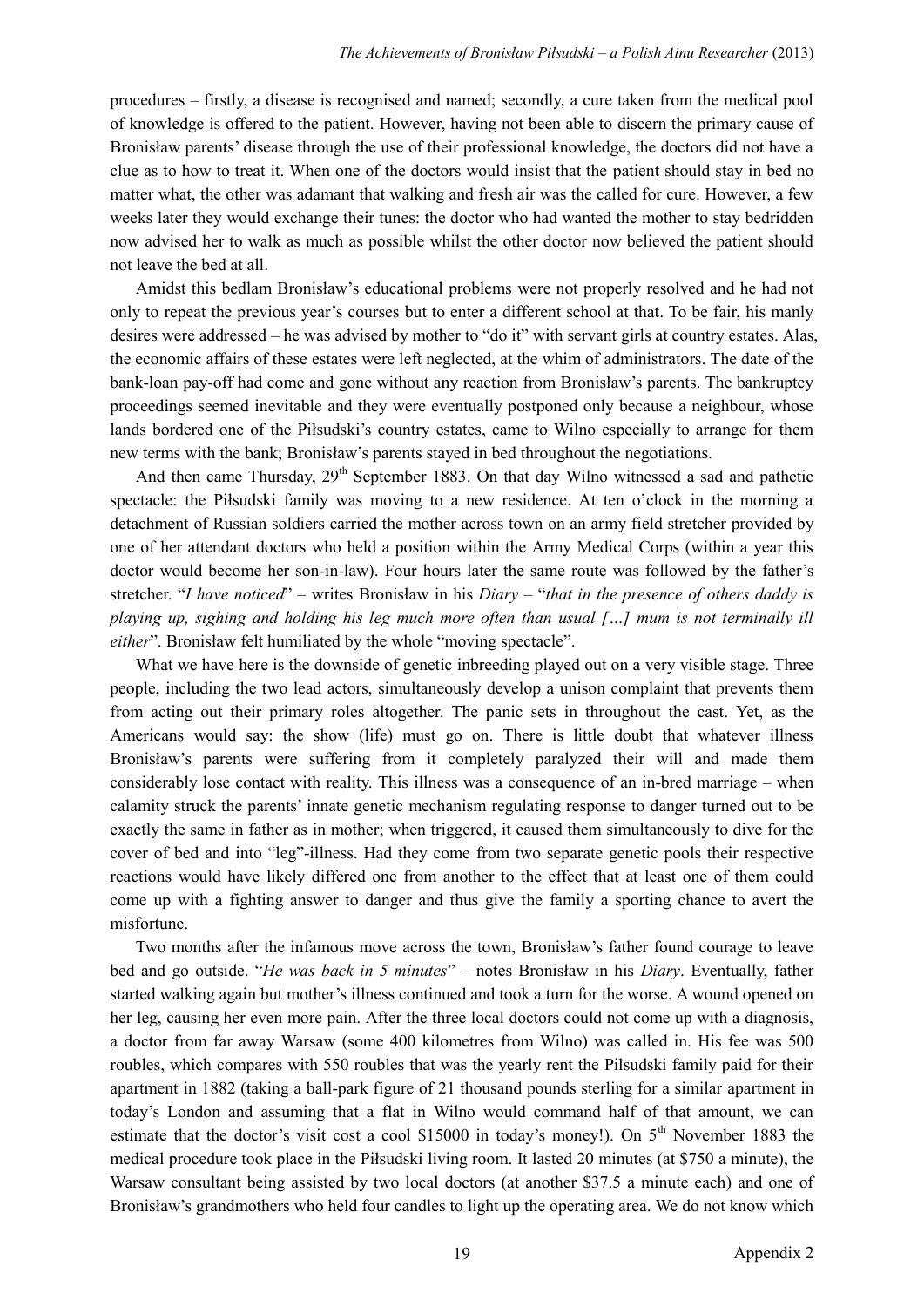procedures – firstly, a disease is recognised and named; secondly, a cure taken from the medical pool of knowledge is offered to the patient. However, having not been able to discern the primary cause of Bronisław parents' disease through the use of their professional knowledge, the doctors did not have a clue as to how to treat it. When one of the doctors would insist that the patient should stay in bed no matter what, the other was adamant that walking and fresh air was the called for cure. However, a few weeks later they would exchange their tunes: the doctor who had wanted the mother to stay bedridden now advised her to walk as much as possible whilst the other doctor now believed the patient should not leave the bed at all.

Amidst this bedlam Bronisław's educational problems were not properly resolved and he had not only to repeat the previous year's courses but to enter a different school at that. To be fair, his manly desires were addressed – he was advised by mother to "do it" with servant girls at country estates. Alas, the economic affairs of these estates were left neglected, at the whim of administrators. The date of the bank-loan pay-off had come and gone without any reaction from Bronisław's parents. The bankruptcy proceedings seemed inevitable and they were eventually postponed only because a neighbour, whose lands bordered one of the Piłsudski's country estates, came to Wilno especially to arrange for them new terms with the bank; Bronisław's parents stayed in bed throughout the negotiations.

And then came Thursday, 29th September 1883. On that day Wilno witnessed a sad and pathetic spectacle: the Piłsudski family was moving to a new residence. At ten o'clock in the morning a detachment of Russian soldiers carried the mother across town on an army field stretcher provided by one of her attendant doctors who held a position within the Army Medical Corps (within a year this doctor would become her son-in-law). Four hours later the same route was followed by the father's stretcher. "*I have noticed*" – writes Bronisław in his *Diary* – "*that in the presence of others daddy is playing up, sighing and holding his leg much more often than usual […] mum is not terminally ill either*". Bronisław felt humiliated by the whole "moving spectacle".

What we have here is the downside of genetic inbreeding played out on a very visible stage. Three people, including the two lead actors, simultaneously develop a unison complaint that prevents them from acting out their primary roles altogether. The panic sets in throughout the cast. Yet, as the Americans would say: the show (life) must go on. There is little doubt that whatever illness Bronisław's parents were suffering from it completely paralyzed their will and made them considerably lose contact with reality. This illness was a consequence of an in-bred marriage – when calamity struck the parents' innate genetic mechanism regulating response to danger turned out to be exactly the same in father as in mother; when triggered, it caused them simultaneously to dive for the cover of bed and into "leg"-illness. Had they come from two separate genetic pools their respective reactions would have likely differed one from another to the effect that at least one of them could come up with a fighting answer to danger and thus give the family a sporting chance to avert the misfortune.

Two months after the infamous move across the town, Bronisław's father found courage to leave bed and go outside. "*He was back in 5 minutes*" – notes Bronisław in his *Diary*. Eventually, father started walking again but mother's illness continued and took a turn for the worse. A wound opened on her leg, causing her even more pain. After the three local doctors could not come up with a diagnosis, a doctor from far away Warsaw (some 400 kilometres from Wilno) was called in. His fee was 500 roubles, which compares with 550 roubles that was the yearly rent the Pilsudski family paid for their apartment in 1882 (taking a ball-park figure of 21 thousand pounds sterling for a similar apartment in today's London and assuming that a flat in Wilno would command half of that amount, we can estimate that the doctor's visit cost a cool $15000 in today's money!). On 5th November 1883 the medical procedure took place in the Piłsudski living room. It lasted 20 minutes (at $750 a minute), the Warsaw consultant being assisted by two local doctors (at another $37.5 a minute each) and one of Bronisław's grandmothers who held four candles to light up the operating area. We do not know which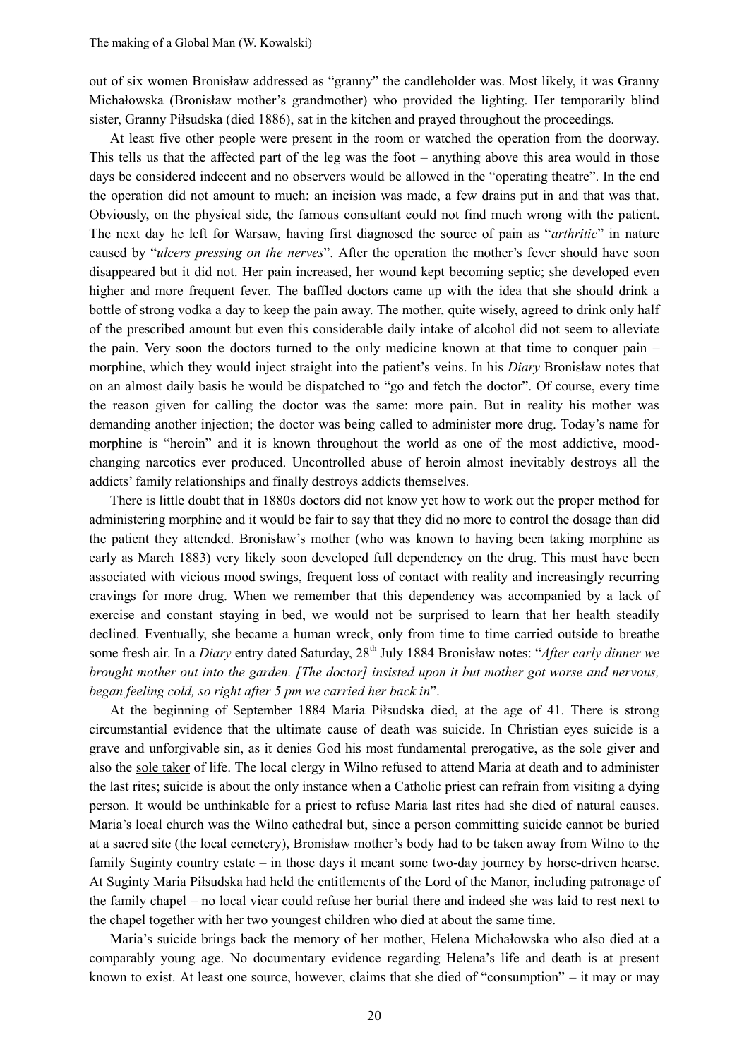out of six women Bronisław addressed as "granny" the candleholder was. Most likely, it was Granny Michałowska (Bronisław mother's grandmother) who provided the lighting. Her temporarily blind sister, Granny Piłsudska (died 1886), sat in the kitchen and prayed throughout the proceedings.

At least five other people were present in the room or watched the operation from the doorway. This tells us that the affected part of the leg was the foot – anything above this area would in those days be considered indecent and no observers would be allowed in the "operating theatre". In the end the operation did not amount to much: an incision was made, a few drains put in and that was that. Obviously, on the physical side, the famous consultant could not find much wrong with the patient. The next day he left for Warsaw, having first diagnosed the source of pain as "*arthritic*" in nature caused by "*ulcers pressing on the nerves*". After the operation the mother's fever should have soon disappeared but it did not. Her pain increased, her wound kept becoming septic; she developed even higher and more frequent fever. The baffled doctors came up with the idea that she should drink a bottle of strong vodka a day to keep the pain away. The mother, quite wisely, agreed to drink only half of the prescribed amount but even this considerable daily intake of alcohol did not seem to alleviate the pain. Very soon the doctors turned to the only medicine known at that time to conquer pain – morphine, which they would inject straight into the patient's veins. In his *Diary* Bronisław notes that on an almost daily basis he would be dispatched to "go and fetch the doctor". Of course, every time the reason given for calling the doctor was the same: more pain. But in reality his mother was demanding another injection; the doctor was being called to administer more drug. Today's name for morphine is "heroin" and it is known throughout the world as one of the most addictive, mood-changing narcotics ever produced. Uncontrolled abuse of heroin almost inevitably destroys all the addicts' family relationships and finally destroys addicts themselves.

There is little doubt that in 1880s doctors did not know yet how to work out the proper method for administering morphine and it would be fair to say that they did no more to control the dosage than did the patient they attended. Bronisław's mother (who was known to having been taking morphine as early as March 1883) very likely soon developed full dependency on the drug. This must have been associated with vicious mood swings, frequent loss of contact with reality and increasingly recurring cravings for more drug. When we remember that this dependency was accompanied by a lack of exercise and constant staying in bed, we would not be surprised to learn that her health steadily declined. Eventually, she became a human wreck, only from time to time carried outside to breathe some fresh air. In a *Diary* entry dated Saturday, 28th July 1884 Bronisław notes: "*After early dinner we brought mother out into the garden. [The doctor] insisted upon it but mother got worse and nervous, began feeling cold, so right after 5 pm we carried her back in*".

At the beginning of September 1884 Maria Piłsudska died, at the age of 41. There is strong circumstantial evidence that the ultimate cause of death was suicide. In Christian eyes suicide is a grave and unforgivable sin, as it denies God his most fundamental prerogative, as the sole giver and also the sole taker of life. The local clergy in Wilno refused to attend Maria at death and to administer the last rites; suicide is about the only instance when a Catholic priest can refrain from visiting a dying person. It would be unthinkable for a priest to refuse Maria last rites had she died of natural causes. Maria's local church was the Wilno cathedral but, since a person committing suicide cannot be buried at a sacred site (the local cemetery), Bronisław mother's body had to be taken away from Wilno to the family Suginty country estate – in those days it meant some two-day journey by horse-driven hearse. At Suginty Maria Piłsudska had held the entitlements of the Lord of the Manor, including patronage of the family chapel – no local vicar could refuse her burial there and indeed she was laid to rest next to the chapel together with her two youngest children who died at about the same time.

Maria's suicide brings back the memory of her mother, Helena Michałowska who also died at a comparably young age. No documentary evidence regarding Helena's life and death is at present known to exist. At least one source, however, claims that she died of "consumption" – it may or may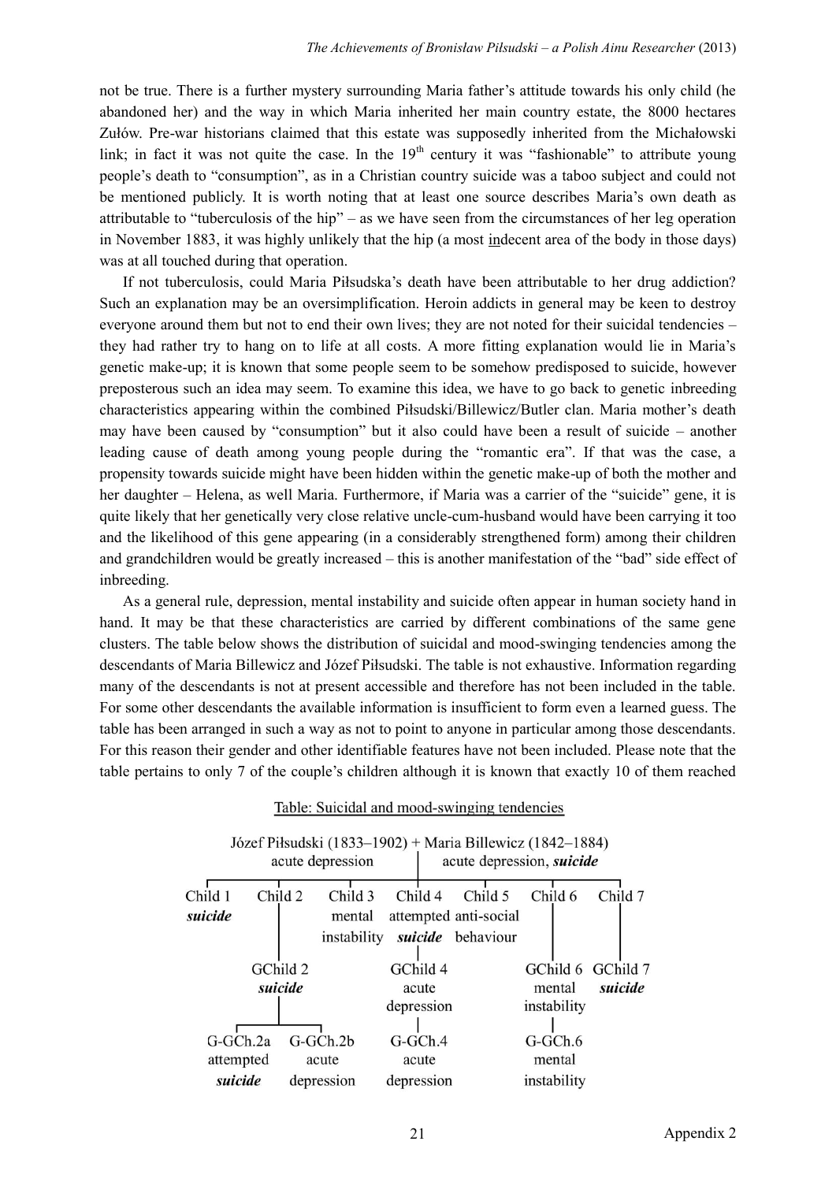not be true. There is a further mystery surrounding Maria father's attitude towards his only child (he abandoned her) and the way in which Maria inherited her main country estate, the 8000 hectares Zułów. Pre-war historians claimed that this estate was supposedly inherited from the Michałowski link; in fact it was not quite the case. In the 19th century it was "fashionable" to attribute young people's death to "consumption", as in a Christian country suicide was a taboo subject and could not be mentioned publicly. It is worth noting that at least one source describes Maria's own death as attributable to "tuberculosis of the hip" – as we have seen from the circumstances of her leg operation in November 1883, it was highly unlikely that the hip (a most indecent area of the body in those days) was at all touched during that operation.

If not tuberculosis, could Maria Piłsudska's death have been attributable to her drug addiction? Such an explanation may be an oversimplification. Heroin addicts in general may be keen to destroy everyone around them but not to end their own lives; they are not noted for their suicidal tendencies – they had rather try to hang on to life at all costs. A more fitting explanation would lie in Maria's genetic make-up; it is known that some people seem to be somehow predisposed to suicide, however preposterous such an idea may seem. To examine this idea, we have to go back to genetic inbreeding characteristics appearing within the combined Piłsudski/Billewicz/Butler clan. Maria mother's death may have been caused by "consumption" but it also could have been a result of suicide – another leading cause of death among young people during the "romantic era". If that was the case, a propensity towards suicide might have been hidden within the genetic make-up of both the mother and her daughter – Helena, as well Maria. Furthermore, if Maria was a carrier of the "suicide" gene, it is quite likely that her genetically very close relative uncle-cum-husband would have been carrying it too and the likelihood of this gene appearing (in a considerably strengthened form) among their children and grandchildren would be greatly increased – this is another manifestation of the "bad" side effect of inbreeding.

As a general rule, depression, mental instability and suicide often appear in human society hand in hand. It may be that these characteristics are carried by different combinations of the same gene clusters. The table below shows the distribution of suicidal and mood-swinging tendencies among the descendants of Maria Billewicz and Józef Piłsudski. The table is not exhaustive. Information regarding many of the descendants is not at present accessible and therefore has not been included in the table. For some other descendants the available information is insufficient to form even a learned guess. The table has been arranged in such a way as not to point to anyone in particular among those descendants. For this reason their gender and other identifiable features have not been included. Please note that the table pertains to only 7 of the couple's children although it is known that exactly 10 of them reached

Table: Suicidal and mood-swinging tendencies

Józef Piłsudski (1833–1902), acute depression + Maria Billewicz (1842–1884), acute depression, ***suicide***

| Child 1 | Child 2 | Child 3 | Child 4 | Child 5 | Child 6 | Child 7 |
|---|---|---|---|---|---|---|
| ***suicide*** | | mental instability | attempted ***suicide*** | anti-social behaviour | | |
| | GChild 2 ***suicide*** | | GChild 4 acute depression | | GChild 6 mental instability | GChild 7 ***suicide*** |
| | G-GCh.2a attempted ***suicide***; G-GCh.2b acute depression | | G-GCh.4 acute depression | | G-GCh.6 mental instability | |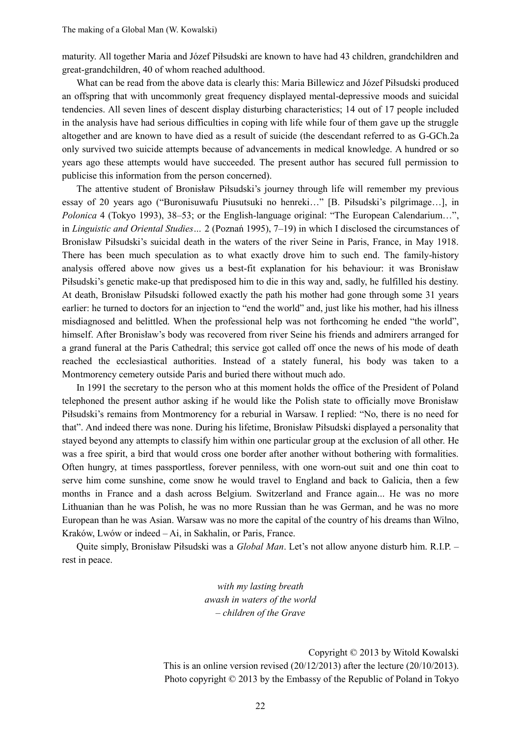maturity. All together Maria and Józef Piłsudski are known to have had 43 children, grandchildren and great-grandchildren, 40 of whom reached adulthood.

What can be read from the above data is clearly this: Maria Billewicz and Józef Piłsudski produced an offspring that with uncommonly great frequency displayed mental-depressive moods and suicidal tendencies. All seven lines of descent display disturbing characteristics; 14 out of 17 people included in the analysis have had serious difficulties in coping with life while four of them gave up the struggle altogether and are known to have died as a result of suicide (the descendant referred to as G-GCh.2a only survived two suicide attempts because of advancements in medical knowledge. A hundred or so years ago these attempts would have succeeded. The present author has secured full permission to publicise this information from the person concerned).

The attentive student of Bronisław Piłsudski's journey through life will remember my previous essay of 20 years ago ("Buronisuwafu Piusutsuki no henreki…" [B. Piłsudski's pilgrimage…], in *Polonica* 4 (Tokyo 1993), 38–53; or the English-language original: "The European Calendarium…", in *Linguistic and Oriental Studies…* 2 (Poznań 1995), 7–19) in which I disclosed the circumstances of Bronisław Piłsudski's suicidal death in the waters of the river Seine in Paris, France, in May 1918. There has been much speculation as to what exactly drove him to such end. The family-history analysis offered above now gives us a best-fit explanation for his behaviour: it was Bronisław Piłsudski's genetic make-up that predisposed him to die in this way and, sadly, he fulfilled his destiny. At death, Bronisław Piłsudski followed exactly the path his mother had gone through some 31 years earlier: he turned to doctors for an injection to "end the world" and, just like his mother, had his illness misdiagnosed and belittled. When the professional help was not forthcoming he ended "the world", himself. After Bronisław's body was recovered from river Seine his friends and admirers arranged for a grand funeral at the Paris Cathedral; this service got called off once the news of his mode of death reached the ecclesiastical authorities. Instead of a stately funeral, his body was taken to a Montmorency cemetery outside Paris and buried there without much ado.

In 1991 the secretary to the person who at this moment holds the office of the President of Poland telephoned the present author asking if he would like the Polish state to officially move Bronisław Piłsudski's remains from Montmorency for a reburial in Warsaw. I replied: "No, there is no need for that". And indeed there was none. During his lifetime, Bronisław Piłsudski displayed a personality that stayed beyond any attempts to classify him within one particular group at the exclusion of all other. He was a free spirit, a bird that would cross one border after another without bothering with formalities. Often hungry, at times passportless, forever penniless, with one worn-out suit and one thin coat to serve him come sunshine, come snow he would travel to England and back to Galicia, then a few months in France and a dash across Belgium. Switzerland and France again... He was no more Lithuanian than he was Polish, he was no more Russian than he was German, and he was no more European than he was Asian. Warsaw was no more the capital of the country of his dreams than Wilno, Kraków, Lwów or indeed – Ai, in Sakhalin, or Paris, France.

Quite simply, Bronisław Piłsudski was a *Global Man*. Let's not allow anyone disturb him. R.I.P. – rest in peace.

*with my lasting breath*
*awash in waters of the world*
*– children of the Grave*

Copyright © 2013 by Witold Kowalski
This is an online version revised (20/12/2013) after the lecture (20/10/2013).
Photo copyright © 2013 by the Embassy of the Republic of Poland in Tokyo